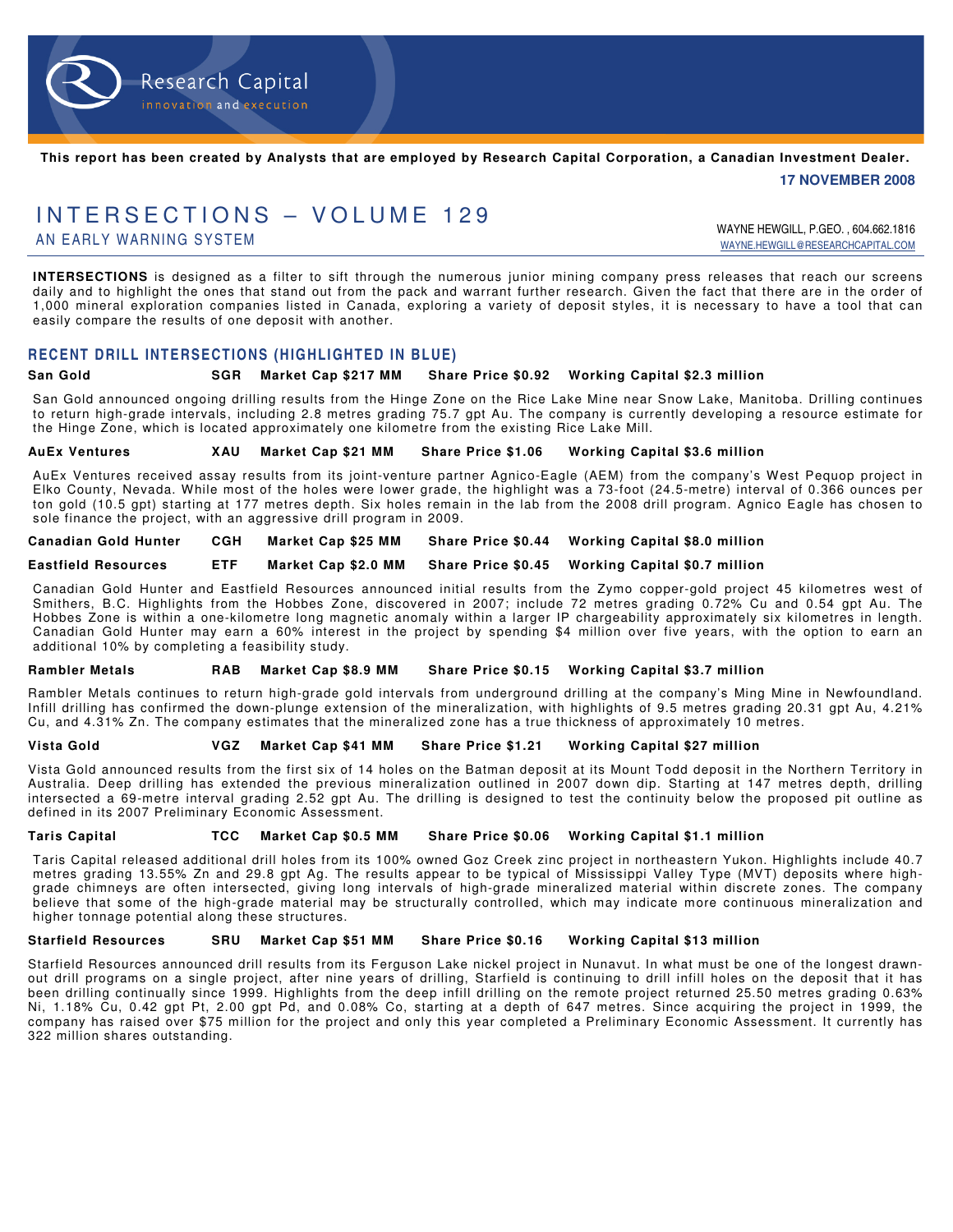Research Capital

innovation and execution

**This report has been created by Analysts that are employed by Research Capital Corporation, a Canadian Investment Dealer.**

**17 NOVEMBER 2008**

# INTERSECTIONS – VOLUME 129

## AN EARLY WARNING SYSTEM

WAYNE HEWGILL, P.GEO. , 604.662.1816
WAYNE.HEWGILL@RESEARCHCAPITAL.COM

**INTERSECTIONS** is designed as a filter to sift through the numerous junior mining company press releases that reach our screens daily and to highlight the ones that stand out from the pack and warrant further research. Given the fact that there are in the order of 1,000 mineral exploration companies listed in Canada, exploring a variety of deposit styles, it is necessary to have a tool that can easily compare the results of one deposit with another.

## RECENT DRILL INTERSECTIONS (HIGHLIGHTED IN BLUE)

**San Gold SGR Market Cap $217 MM Share Price $0.92 Working Capital $2.3 million**

San Gold announced ongoing drilling results from the Hinge Zone on the Rice Lake Mine near Snow Lake, Manitoba. Drilling continues to return high-grade intervals, including 2.8 metres grading 75.7 gpt Au. The company is currently developing a resource estimate for the Hinge Zone, which is located approximately one kilometre from the existing Rice Lake Mill.

**AuEx Ventures XAU Market Cap $21 MM Share Price $1.06 Working Capital $3.6 million**

AuEx Ventures received assay results from its joint-venture partner Agnico-Eagle (AEM) from the company's West Pequop project in Elko County, Nevada. While most of the holes were lower grade, the highlight was a 73-foot (24.5-metre) interval of 0.366 ounces per ton gold (10.5 gpt) starting at 177 metres depth. Six holes remain in the lab from the 2008 drill program. Agnico Eagle has chosen to sole finance the project, with an aggressive drill program in 2009.

**Canadian Gold Hunter CGH Market Cap $25 MM Share Price $0.44 Working Capital $8.0 million**

**Eastfield Resources ETF Market Cap $2.0 MM Share Price $0.45 Working Capital $0.7 million**

Canadian Gold Hunter and Eastfield Resources announced initial results from the Zymo copper-gold project 45 kilometres west of Smithers, B.C. Highlights from the Hobbes Zone, discovered in 2007; include 72 metres grading 0.72% Cu and 0.54 gpt Au. The Hobbes Zone is within a one-kilometre long magnetic anomaly within a larger IP chargeability approximately six kilometres in length. Canadian Gold Hunter may earn a 60% interest in the project by spending $4 million over five years, with the option to earn an additional 10% by completing a feasibility study.

**Rambler Metals RAB Market Cap $8.9 MM Share Price $0.15 Working Capital $3.7 million**

Rambler Metals continues to return high-grade gold intervals from underground drilling at the company's Ming Mine in Newfoundland. Infill drilling has confirmed the down-plunge extension of the mineralization, with highlights of 9.5 metres grading 20.31 gpt Au, 4.21% Cu, and 4.31% Zn. The company estimates that the mineralized zone has a true thickness of approximately 10 metres.

**Vista Gold VGZ Market Cap $41 MM Share Price $1.21 Working Capital $27 million**

Vista Gold announced results from the first six of 14 holes on the Batman deposit at its Mount Todd deposit in the Northern Territory in Australia. Deep drilling has extended the previous mineralization outlined in 2007 down dip. Starting at 147 metres depth, drilling intersected a 69-metre interval grading 2.52 gpt Au. The drilling is designed to test the continuity below the proposed pit outline as defined in its 2007 Preliminary Economic Assessment.

**Taris Capital TCC Market Cap $0.5 MM Share Price $0.06 Working Capital $1.1 million**

Taris Capital released additional drill holes from its 100% owned Goz Creek zinc project in northeastern Yukon. Highlights include 40.7 metres grading 13.55% Zn and 29.8 gpt Ag. The results appear to be typical of Mississippi Valley Type (MVT) deposits where high-grade chimneys are often intersected, giving long intervals of high-grade mineralized material within discrete zones. The company believe that some of the high-grade material may be structurally controlled, which may indicate more continuous mineralization and higher tonnage potential along these structures.

**Starfield Resources SRU Market Cap $51 MM Share Price $0.16 Working Capital $13 million**

Starfield Resources announced drill results from its Ferguson Lake nickel project in Nunavut. In what must be one of the longest drawn-out drill programs on a single project, after nine years of drilling, Starfield is continuing to drill infill holes on the deposit that it has been drilling continually since 1999. Highlights from the deep infill drilling on the remote project returned 25.50 metres grading 0.63% Ni, 1.18% Cu, 0.42 gpt Pt, 2.00 gpt Pd, and 0.08% Co, starting at a depth of 647 metres. Since acquiring the project in 1999, the company has raised over $75 million for the project and only this year completed a Preliminary Economic Assessment. It currently has 322 million shares outstanding.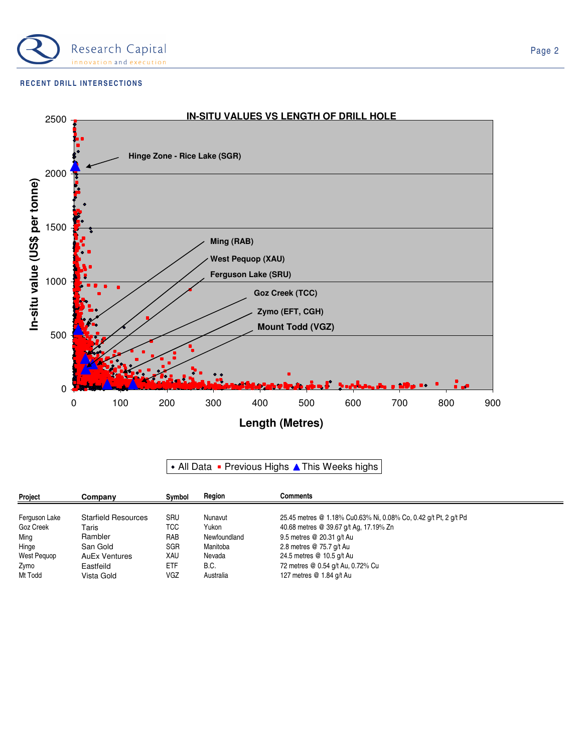## RECENT DRILL INTERSECTIONS

**IN-SITU VALUES VS LENGTH OF DRILL HOLE**

| Project | Company | Symbol | Region | Comments |
|---|---|---|---|---|
| Ferguson Lake | Starfield Resources | SRU | Nunavut | 25.45 metres @ 1.18% Cu0.63% Ni, 0.08% Co, 0.42 g/t Pt, 2 g/t Pd |
| Goz Creek | Taris | TCC | Yukon | 40.68 metres @ 39.67 g/t Ag, 17.19% Zn |
| Ming | Rambler | RAB | Newfoundland | 9.5 metres @ 20.31 g/t Au |
| Hinge | San Gold | SGR | Manitoba | 2.8 metres @ 75.7 g/t Au |
| West Pequop | AuEx Ventures | XAU | Nevada | 24.5 metres @ 10.5 g/t Au |
| Zymo | Eastfeild | ETF | B.C. | 72 metres @ 0.54 g/t Au, 0.72% Cu |
| Mt Todd | Vista Gold | VGZ | Australia | 127 metres @ 1.84 g/t Au |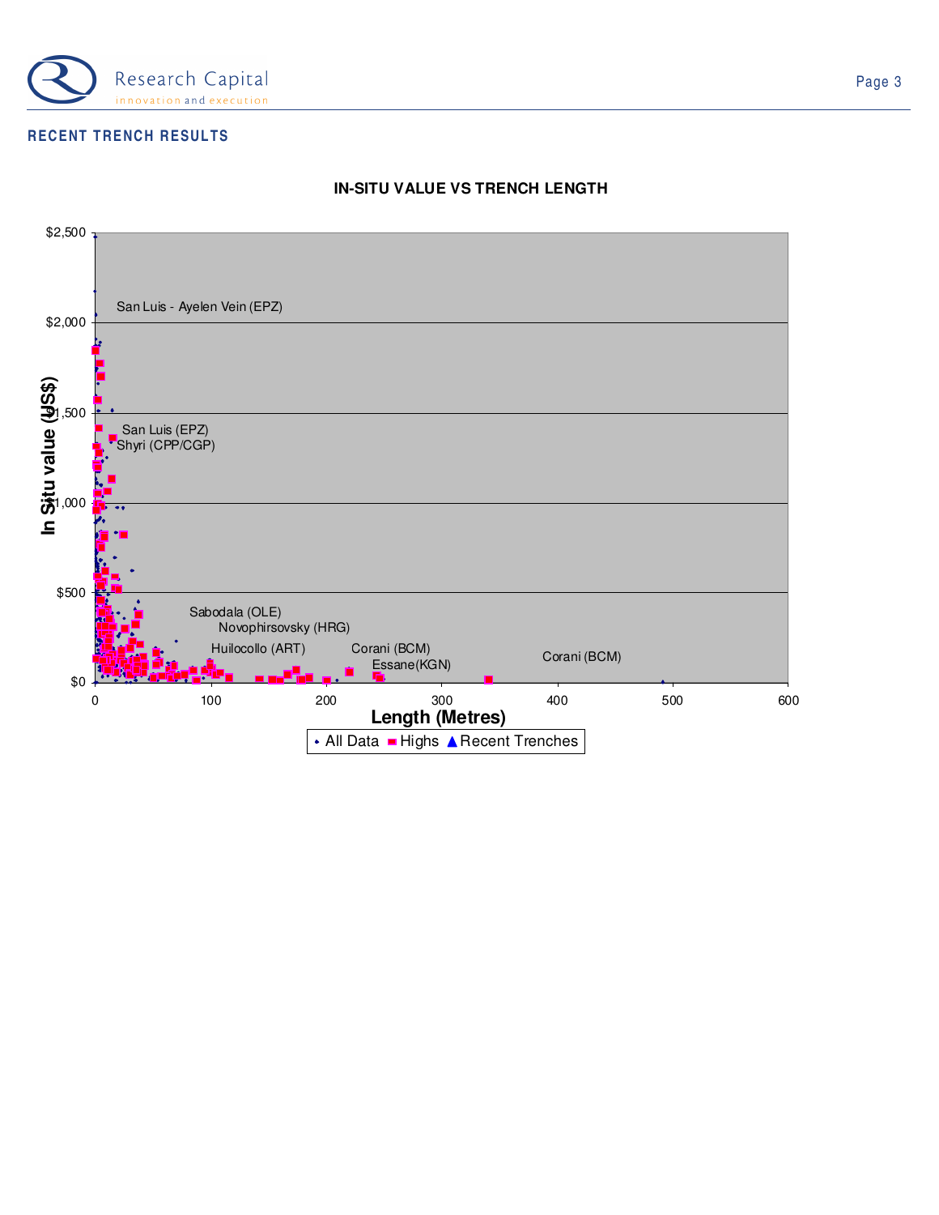## RECENT TRENCH RESULTS

**IN-SITU VALUE VS TRENCH LENGTH**

In Situ value (US$): $0, $500, $1,000, $1,500, $2,000, $2,500

Length (Metres): 0, 100, 200, 300, 400, 500, 600

Labels: San Luis - Ayelen Vein (EPZ); San Luis (EPZ); Shyri (CPP/CGP); Sabodala (OLE); Novophirsovsky (HRG); Huilocollo (ART); Corani (BCM); Essane(KGN); Corani (BCM)

Legend: All Data, Highs, Recent Trenches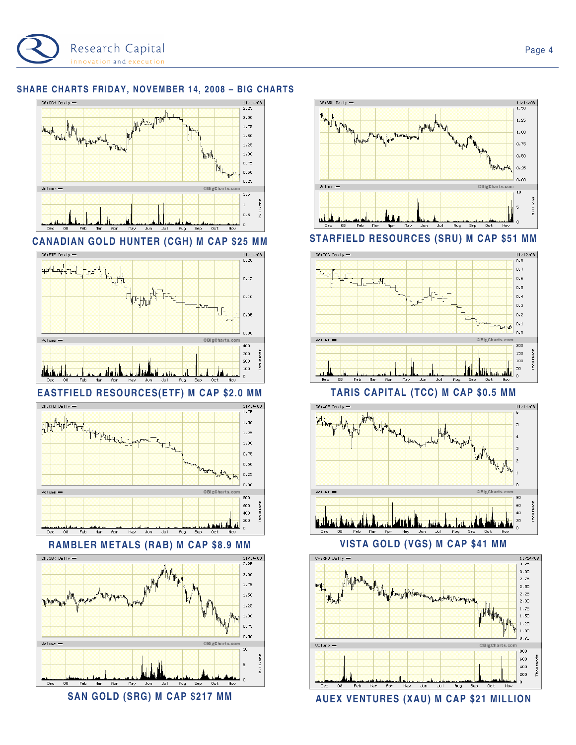## SHARE CHARTS FRIDAY, NOVEMBER 14, 2008 – BIG CHARTS

**CANADIAN GOLD HUNTER (CGH) M CAP $25 MM**

**STARFIELD RESOURCES (SRU) M CAP $51 MM**

**EASTFIELD RESOURCES(ETF) M CAP $2.0 MM**

**TARIS CAPITAL (TCC) M CAP $0.5 MM**

**RAMBLER METALS (RAB) M CAP $8.9 MM**

**VISTA GOLD (VGS) M CAP $41 MM**

**SAN GOLD (SRG) M CAP $217 MM**

**AUEX VENTURES (XAU) M CAP $21 MILLION**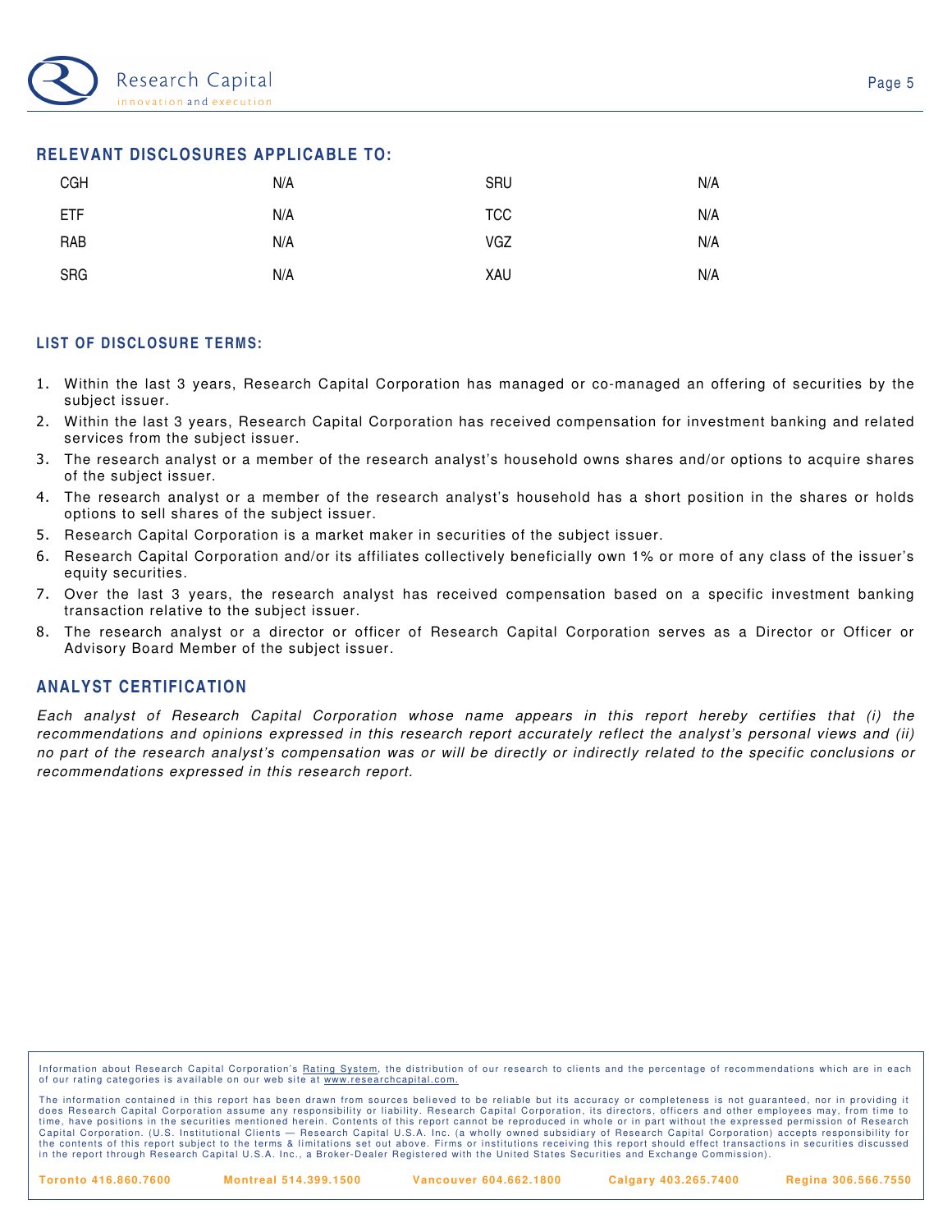## RELEVANT DISCLOSURES APPLICABLE TO:

| | | | |
|---|---|---|---|
| CGH | N/A | SRU | N/A |
| ETF | N/A | TCC | N/A |
| RAB | N/A | VGZ | N/A |
| SRG | N/A | XAU | N/A |

## LIST OF DISCLOSURE TERMS:

1. Within the last 3 years, Research Capital Corporation has managed or co-managed an offering of securities by the subject issuer.
2. Within the last 3 years, Research Capital Corporation has received compensation for investment banking and related services from the subject issuer.
3. The research analyst or a member of the research analyst's household owns shares and/or options to acquire shares of the subject issuer.
4. The research analyst or a member of the research analyst's household has a short position in the shares or holds options to sell shares of the subject issuer.
5. Research Capital Corporation is a market maker in securities of the subject issuer.
6. Research Capital Corporation and/or its affiliates collectively beneficially own 1% or more of any class of the issuer's equity securities.
7. Over the last 3 years, the research analyst has received compensation based on a specific investment banking transaction relative to the subject issuer.
8. The research analyst or a director or officer of Research Capital Corporation serves as a Director or Officer or Advisory Board Member of the subject issuer.

## ANALYST CERTIFICATION

*Each analyst of Research Capital Corporation whose name appears in this report hereby certifies that (i) the recommendations and opinions expressed in this research report accurately reflect the analyst's personal views and (ii) no part of the research analyst's compensation was or will be directly or indirectly related to the specific conclusions or recommendations expressed in this research report.*

Information about Research Capital Corporation's Rating System, the distribution of our research to clients and the percentage of recommendations which are in each of our rating categories is available on our web site at www.researchcapital.com.

The information contained in this report has been drawn from sources believed to be reliable but its accuracy or completeness is not guaranteed, nor in providing it does Research Capital Corporation assume any responsibility or liability. Research Capital Corporation, its directors, officers and other employees may, from time to time, have positions in the securities mentioned herein. Contents of this report cannot be reproduced in whole or in part without the expressed permission of Research Capital Corporation. (U.S. Institutional Clients — Research Capital U.S.A. Inc. (a wholly owned subsidiary of Research Capital Corporation) accepts responsibility for the contents of this report subject to the terms & limitations set out above. Firms or institutions receiving this report should effect transactions in securities discussed in the report through Research Capital U.S.A. Inc., a Broker-Dealer Registered with the United States Securities and Exchange Commission).

**Toronto 416.860.7600** **Montreal 514.399.1500** **Vancouver 604.662.1800** **Calgary 403.265.7400** **Regina 306.566.7550**